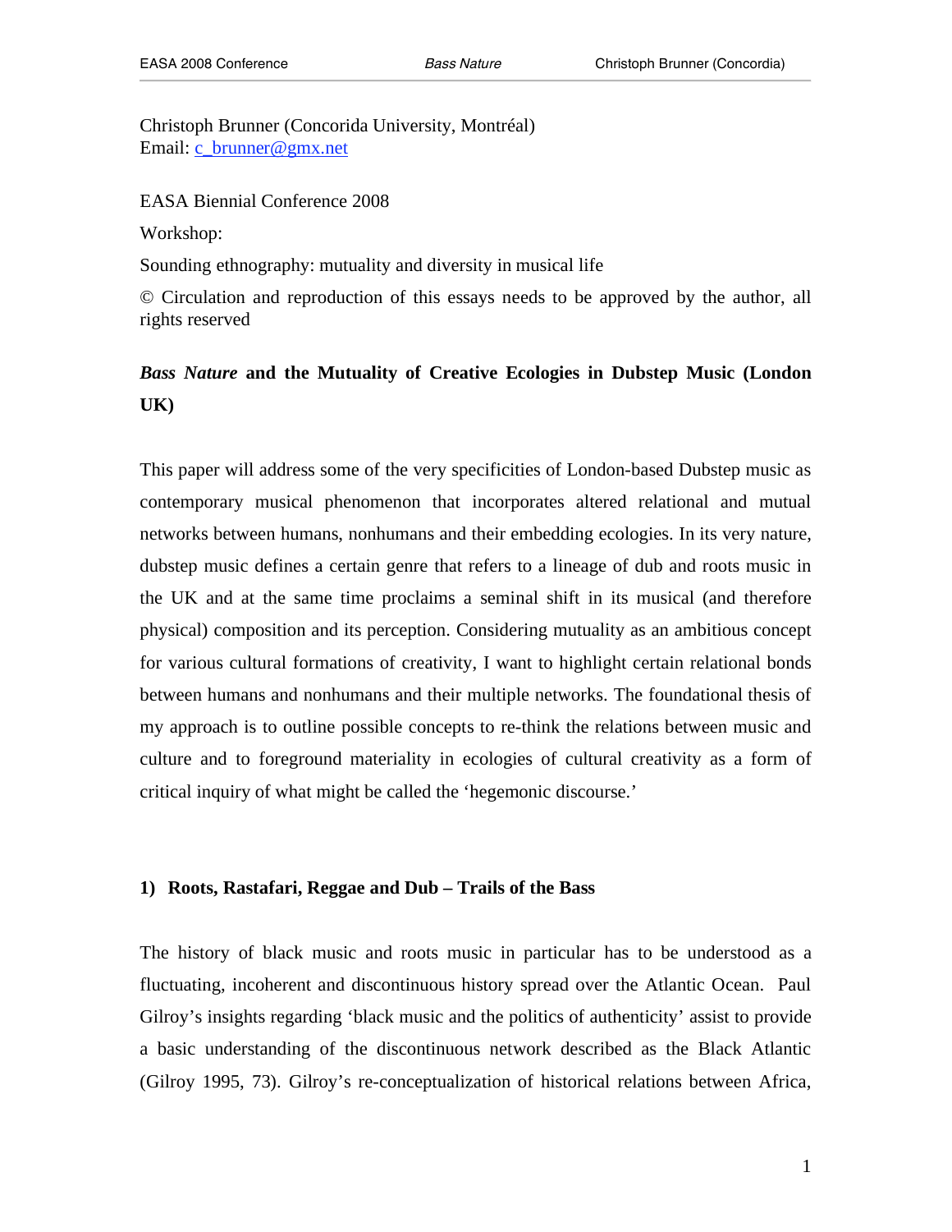Christoph Brunner (Concorida University, Montréal)
Email: c_brunner@gmx.net

EASA Biennial Conference 2008

Workshop:

Sounding ethnography: mutuality and diversity in musical life

© Circulation and reproduction of this essays needs to be approved by the author, all rights reserved

# *Bass Nature* and the Mutuality of Creative Ecologies in Dubstep Music (London UK)

This paper will address some of the very specificities of London-based Dubstep music as contemporary musical phenomenon that incorporates altered relational and mutual networks between humans, nonhumans and their embedding ecologies. In its very nature, dubstep music defines a certain genre that refers to a lineage of dub and roots music in the UK and at the same time proclaims a seminal shift in its musical (and therefore physical) composition and its perception. Considering mutuality as an ambitious concept for various cultural formations of creativity, I want to highlight certain relational bonds between humans and nonhumans and their multiple networks. The foundational thesis of my approach is to outline possible concepts to re-think the relations between music and culture and to foreground materiality in ecologies of cultural creativity as a form of critical inquiry of what might be called the 'hegemonic discourse.'

## 1) Roots, Rastafari, Reggae and Dub – Trails of the Bass

The history of black music and roots music in particular has to be understood as a fluctuating, incoherent and discontinuous history spread over the Atlantic Ocean. Paul Gilroy's insights regarding 'black music and the politics of authenticity' assist to provide a basic understanding of the discontinuous network described as the Black Atlantic (Gilroy 1995, 73). Gilroy's re-conceptualization of historical relations between Africa,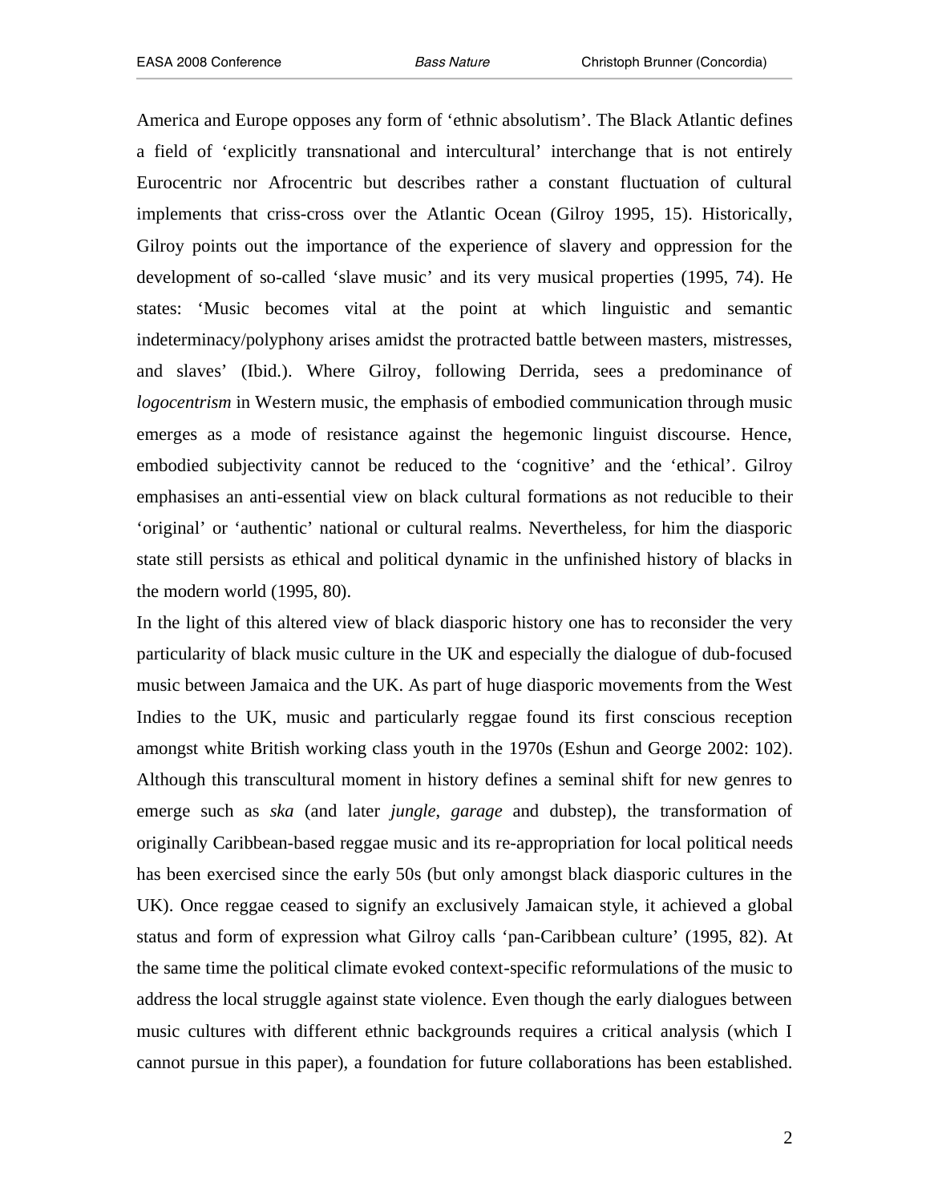America and Europe opposes any form of 'ethnic absolutism'. The Black Atlantic defines a field of 'explicitly transnational and intercultural' interchange that is not entirely Eurocentric nor Afrocentric but describes rather a constant fluctuation of cultural implements that criss-cross over the Atlantic Ocean (Gilroy 1995, 15). Historically, Gilroy points out the importance of the experience of slavery and oppression for the development of so-called 'slave music' and its very musical properties (1995, 74). He states: 'Music becomes vital at the point at which linguistic and semantic indeterminacy/polyphony arises amidst the protracted battle between masters, mistresses, and slaves' (Ibid.). Where Gilroy, following Derrida, sees a predominance of *logocentrism* in Western music, the emphasis of embodied communication through music emerges as a mode of resistance against the hegemonic linguist discourse. Hence, embodied subjectivity cannot be reduced to the 'cognitive' and the 'ethical'. Gilroy emphasises an anti-essential view on black cultural formations as not reducible to their 'original' or 'authentic' national or cultural realms. Nevertheless, for him the diasporic state still persists as ethical and political dynamic in the unfinished history of blacks in the modern world (1995, 80).

In the light of this altered view of black diasporic history one has to reconsider the very particularity of black music culture in the UK and especially the dialogue of dub-focused music between Jamaica and the UK. As part of huge diasporic movements from the West Indies to the UK, music and particularly reggae found its first conscious reception amongst white British working class youth in the 1970s (Eshun and George 2002: 102). Although this transcultural moment in history defines a seminal shift for new genres to emerge such as *ska* (and later *jungle*, *garage* and dubstep), the transformation of originally Caribbean-based reggae music and its re-appropriation for local political needs has been exercised since the early 50s (but only amongst black diasporic cultures in the UK). Once reggae ceased to signify an exclusively Jamaican style, it achieved a global status and form of expression what Gilroy calls 'pan-Caribbean culture' (1995, 82). At the same time the political climate evoked context-specific reformulations of the music to address the local struggle against state violence. Even though the early dialogues between music cultures with different ethnic backgrounds requires a critical analysis (which I cannot pursue in this paper), a foundation for future collaborations has been established.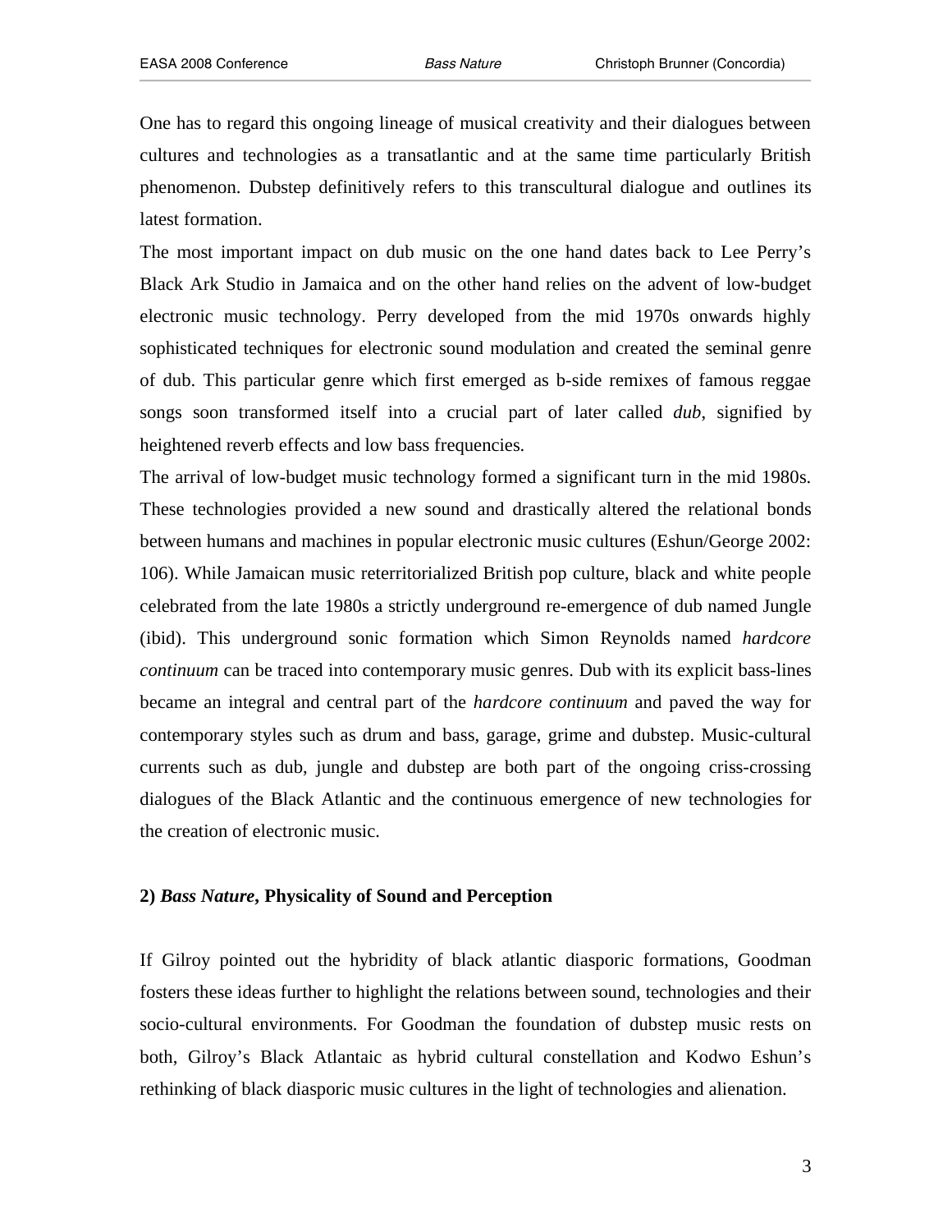One has to regard this ongoing lineage of musical creativity and their dialogues between cultures and technologies as a transatlantic and at the same time particularly British phenomenon. Dubstep definitively refers to this transcultural dialogue and outlines its latest formation.

The most important impact on dub music on the one hand dates back to Lee Perry's Black Ark Studio in Jamaica and on the other hand relies on the advent of low-budget electronic music technology. Perry developed from the mid 1970s onwards highly sophisticated techniques for electronic sound modulation and created the seminal genre of dub. This particular genre which first emerged as b-side remixes of famous reggae songs soon transformed itself into a crucial part of later called *dub*, signified by heightened reverb effects and low bass frequencies.

The arrival of low-budget music technology formed a significant turn in the mid 1980s. These technologies provided a new sound and drastically altered the relational bonds between humans and machines in popular electronic music cultures (Eshun/George 2002: 106). While Jamaican music reterritorialized British pop culture, black and white people celebrated from the late 1980s a strictly underground re-emergence of dub named Jungle (ibid). This underground sonic formation which Simon Reynolds named *hardcore continuum* can be traced into contemporary music genres. Dub with its explicit bass-lines became an integral and central part of the *hardcore continuum* and paved the way for contemporary styles such as drum and bass, garage, grime and dubstep. Music-cultural currents such as dub, jungle and dubstep are both part of the ongoing criss-crossing dialogues of the Black Atlantic and the continuous emergence of new technologies for the creation of electronic music.

## 2) *Bass Nature*, Physicality of Sound and Perception

If Gilroy pointed out the hybridity of black atlantic diasporic formations, Goodman fosters these ideas further to highlight the relations between sound, technologies and their socio-cultural environments. For Goodman the foundation of dubstep music rests on both, Gilroy's Black Atlantaic as hybrid cultural constellation and Kodwo Eshun's rethinking of black diasporic music cultures in the light of technologies and alienation.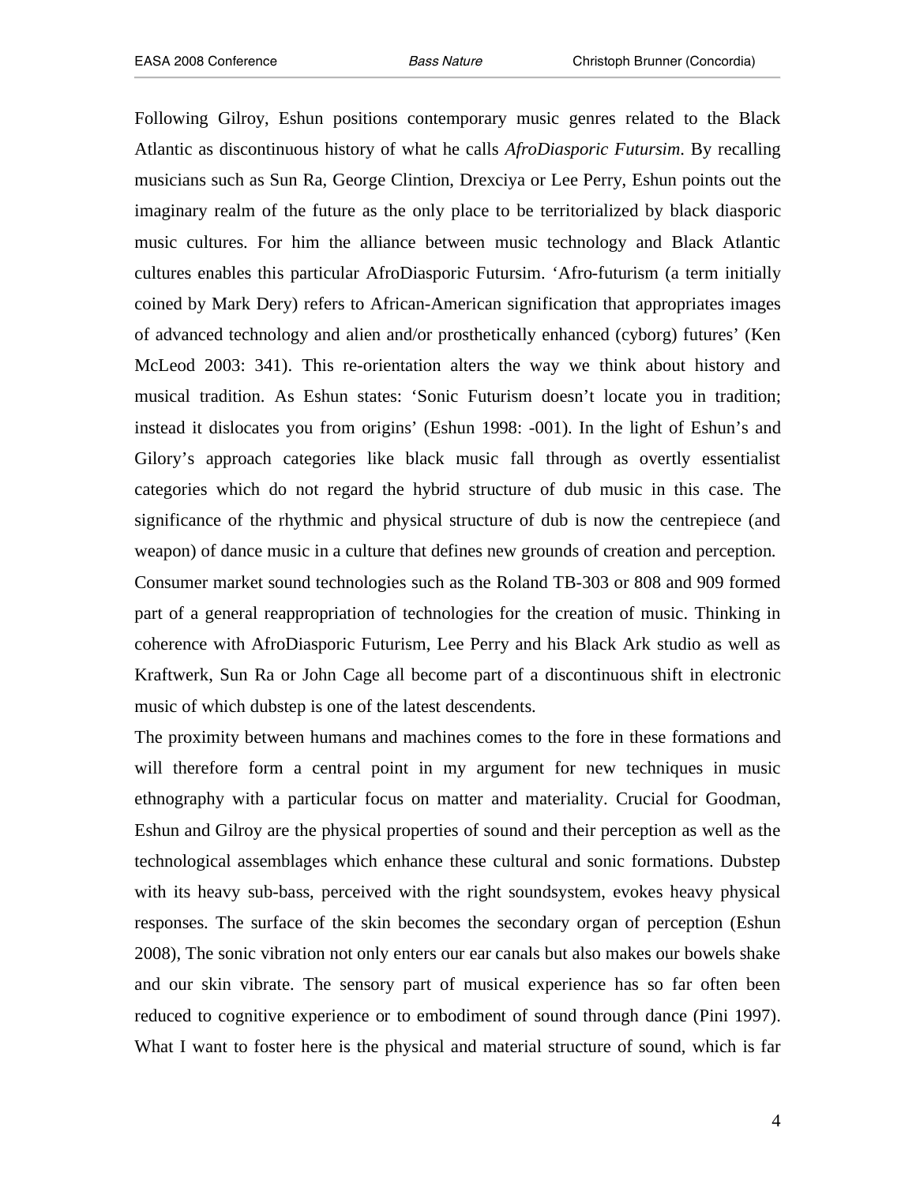Following Gilroy, Eshun positions contemporary music genres related to the Black Atlantic as discontinuous history of what he calls *AfroDiasporic Futursim*. By recalling musicians such as Sun Ra, George Clintion, Drexciya or Lee Perry, Eshun points out the imaginary realm of the future as the only place to be territorialized by black diasporic music cultures. For him the alliance between music technology and Black Atlantic cultures enables this particular AfroDiasporic Futursim. 'Afro-futurism (a term initially coined by Mark Dery) refers to African-American signification that appropriates images of advanced technology and alien and/or prosthetically enhanced (cyborg) futures' (Ken McLeod 2003: 341). This re-orientation alters the way we think about history and musical tradition. As Eshun states: 'Sonic Futurism doesn't locate you in tradition; instead it dislocates you from origins' (Eshun 1998: -001). In the light of Eshun's and Gilory's approach categories like black music fall through as overtly essentialist categories which do not regard the hybrid structure of dub music in this case. The significance of the rhythmic and physical structure of dub is now the centrepiece (and weapon) of dance music in a culture that defines new grounds of creation and perception. Consumer market sound technologies such as the Roland TB-303 or 808 and 909 formed part of a general reappropriation of technologies for the creation of music. Thinking in coherence with AfroDiasporic Futurism, Lee Perry and his Black Ark studio as well as Kraftwerk, Sun Ra or John Cage all become part of a discontinuous shift in electronic music of which dubstep is one of the latest descendents.

The proximity between humans and machines comes to the fore in these formations and will therefore form a central point in my argument for new techniques in music ethnography with a particular focus on matter and materiality. Crucial for Goodman, Eshun and Gilroy are the physical properties of sound and their perception as well as the technological assemblages which enhance these cultural and sonic formations. Dubstep with its heavy sub-bass, perceived with the right soundsystem, evokes heavy physical responses. The surface of the skin becomes the secondary organ of perception (Eshun 2008), The sonic vibration not only enters our ear canals but also makes our bowels shake and our skin vibrate. The sensory part of musical experience has so far often been reduced to cognitive experience or to embodiment of sound through dance (Pini 1997). What I want to foster here is the physical and material structure of sound, which is far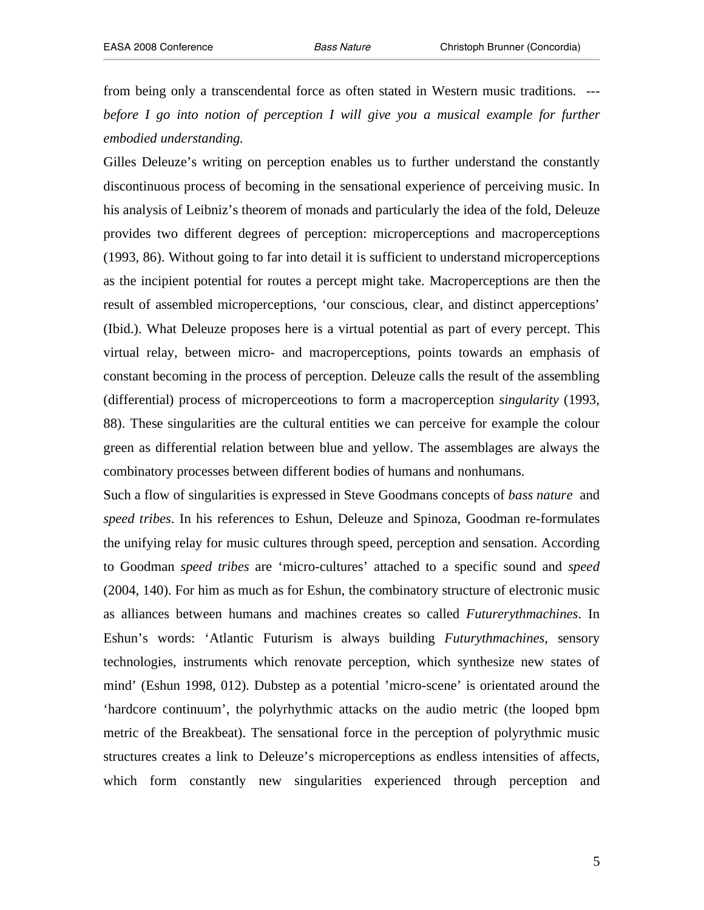from being only a transcendental force as often stated in Western music traditions. --- *before I go into notion of perception I will give you a musical example for further embodied understanding.*

Gilles Deleuze's writing on perception enables us to further understand the constantly discontinuous process of becoming in the sensational experience of perceiving music. In his analysis of Leibniz's theorem of monads and particularly the idea of the fold, Deleuze provides two different degrees of perception: microperceptions and macroperceptions (1993, 86). Without going to far into detail it is sufficient to understand microperceptions as the incipient potential for routes a percept might take. Macroperceptions are then the result of assembled microperceptions, 'our conscious, clear, and distinct apperceptions' (Ibid.). What Deleuze proposes here is a virtual potential as part of every percept. This virtual relay, between micro- and macroperceptions, points towards an emphasis of constant becoming in the process of perception. Deleuze calls the result of the assembling (differential) process of microperceotions to form a macroperception *singularity* (1993, 88). These singularities are the cultural entities we can perceive for example the colour green as differential relation between blue and yellow. The assemblages are always the combinatory processes between different bodies of humans and nonhumans.

Such a flow of singularities is expressed in Steve Goodmans concepts of *bass nature* and *speed tribes*. In his references to Eshun, Deleuze and Spinoza, Goodman re-formulates the unifying relay for music cultures through speed, perception and sensation. According to Goodman *speed tribes* are 'micro-cultures' attached to a specific sound and *speed* (2004, 140). For him as much as for Eshun, the combinatory structure of electronic music as alliances between humans and machines creates so called *Futurerythmachines*. In Eshun's words: 'Atlantic Futurism is always building *Futurythmachines*, sensory technologies, instruments which renovate perception, which synthesize new states of mind' (Eshun 1998, 012). Dubstep as a potential 'micro-scene' is orientated around the 'hardcore continuum', the polyrhythmic attacks on the audio metric (the looped bpm metric of the Breakbeat). The sensational force in the perception of polyrythmic music structures creates a link to Deleuze's microperceptions as endless intensities of affects, which form constantly new singularities experienced through perception and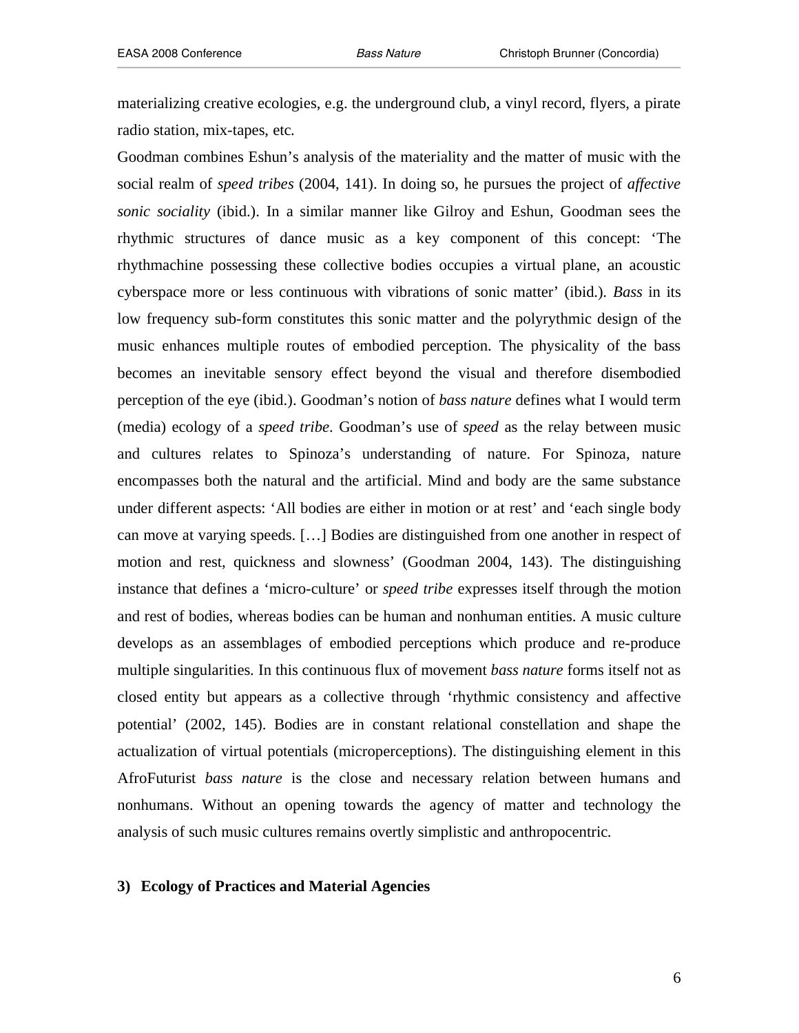materializing creative ecologies, e.g. the underground club, a vinyl record, flyers, a pirate radio station, mix-tapes, etc.

Goodman combines Eshun's analysis of the materiality and the matter of music with the social realm of *speed tribes* (2004, 141). In doing so, he pursues the project of *affective sonic sociality* (ibid.). In a similar manner like Gilroy and Eshun, Goodman sees the rhythmic structures of dance music as a key component of this concept: 'The rhythmachine possessing these collective bodies occupies a virtual plane, an acoustic cyberspace more or less continuous with vibrations of sonic matter' (ibid.). *Bass* in its low frequency sub-form constitutes this sonic matter and the polyrythmic design of the music enhances multiple routes of embodied perception. The physicality of the bass becomes an inevitable sensory effect beyond the visual and therefore disembodied perception of the eye (ibid.). Goodman's notion of *bass nature* defines what I would term (media) ecology of a *speed tribe*. Goodman's use of *speed* as the relay between music and cultures relates to Spinoza's understanding of nature. For Spinoza, nature encompasses both the natural and the artificial. Mind and body are the same substance under different aspects: 'All bodies are either in motion or at rest' and 'each single body can move at varying speeds. […] Bodies are distinguished from one another in respect of motion and rest, quickness and slowness' (Goodman 2004, 143). The distinguishing instance that defines a 'micro-culture' or *speed tribe* expresses itself through the motion and rest of bodies, whereas bodies can be human and nonhuman entities. A music culture develops as an assemblages of embodied perceptions which produce and re-produce multiple singularities. In this continuous flux of movement *bass nature* forms itself not as closed entity but appears as a collective through 'rhythmic consistency and affective potential' (2002, 145). Bodies are in constant relational constellation and shape the actualization of virtual potentials (microperceptions). The distinguishing element in this AfroFuturist *bass nature* is the close and necessary relation between humans and nonhumans. Without an opening towards the agency of matter and technology the analysis of such music cultures remains overtly simplistic and anthropocentric.

## 3) Ecology of Practices and Material Agencies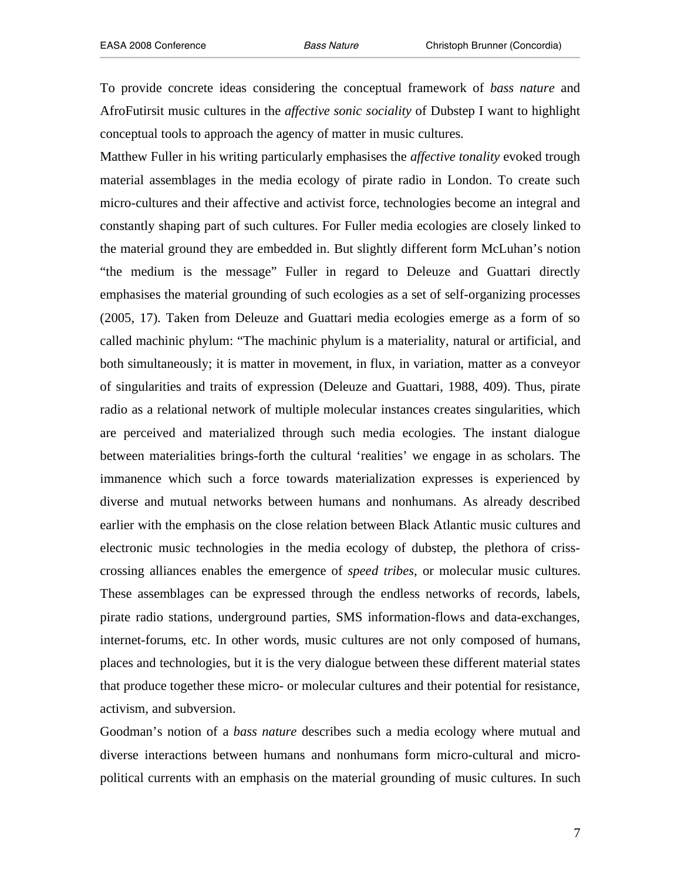To provide concrete ideas considering the conceptual framework of *bass nature* and AfroFutirsit music cultures in the *affective sonic sociality* of Dubstep I want to highlight conceptual tools to approach the agency of matter in music cultures.

Matthew Fuller in his writing particularly emphasises the *affective tonality* evoked trough material assemblages in the media ecology of pirate radio in London. To create such micro-cultures and their affective and activist force, technologies become an integral and constantly shaping part of such cultures. For Fuller media ecologies are closely linked to the material ground they are embedded in. But slightly different form McLuhan's notion "the medium is the message" Fuller in regard to Deleuze and Guattari directly emphasises the material grounding of such ecologies as a set of self-organizing processes (2005, 17). Taken from Deleuze and Guattari media ecologies emerge as a form of so called machinic phylum: "The machinic phylum is a materiality, natural or artificial, and both simultaneously; it is matter in movement, in flux, in variation, matter as a conveyor of singularities and traits of expression (Deleuze and Guattari, 1988, 409). Thus, pirate radio as a relational network of multiple molecular instances creates singularities, which are perceived and materialized through such media ecologies. The instant dialogue between materialities brings-forth the cultural 'realities' we engage in as scholars. The immanence which such a force towards materialization expresses is experienced by diverse and mutual networks between humans and nonhumans. As already described earlier with the emphasis on the close relation between Black Atlantic music cultures and electronic music technologies in the media ecology of dubstep, the plethora of criss-crossing alliances enables the emergence of *speed tribes,* or molecular music cultures. These assemblages can be expressed through the endless networks of records, labels, pirate radio stations, underground parties, SMS information-flows and data-exchanges, internet-forums, etc. In other words, music cultures are not only composed of humans, places and technologies, but it is the very dialogue between these different material states that produce together these micro- or molecular cultures and their potential for resistance, activism, and subversion.

Goodman's notion of a *bass nature* describes such a media ecology where mutual and diverse interactions between humans and nonhumans form micro-cultural and micro-political currents with an emphasis on the material grounding of music cultures. In such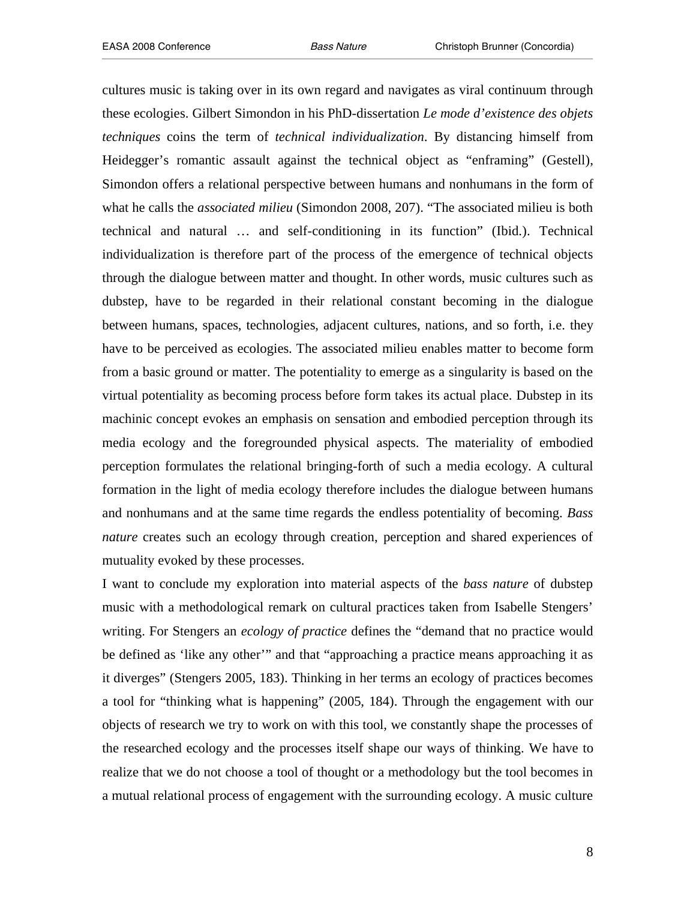cultures music is taking over in its own regard and navigates as viral continuum through these ecologies. Gilbert Simondon in his PhD-dissertation *Le mode d'existence des objets techniques* coins the term of *technical individualization*. By distancing himself from Heidegger's romantic assault against the technical object as "enframing" (Gestell), Simondon offers a relational perspective between humans and nonhumans in the form of what he calls the *associated milieu* (Simondon 2008, 207). "The associated milieu is both technical and natural … and self-conditioning in its function" (Ibid.). Technical individualization is therefore part of the process of the emergence of technical objects through the dialogue between matter and thought. In other words, music cultures such as dubstep, have to be regarded in their relational constant becoming in the dialogue between humans, spaces, technologies, adjacent cultures, nations, and so forth, i.e. they have to be perceived as ecologies. The associated milieu enables matter to become form from a basic ground or matter. The potentiality to emerge as a singularity is based on the virtual potentiality as becoming process before form takes its actual place. Dubstep in its machinic concept evokes an emphasis on sensation and embodied perception through its media ecology and the foregrounded physical aspects. The materiality of embodied perception formulates the relational bringing-forth of such a media ecology. A cultural formation in the light of media ecology therefore includes the dialogue between humans and nonhumans and at the same time regards the endless potentiality of becoming. *Bass nature* creates such an ecology through creation, perception and shared experiences of mutuality evoked by these processes.

I want to conclude my exploration into material aspects of the *bass nature* of dubstep music with a methodological remark on cultural practices taken from Isabelle Stengers' writing. For Stengers an *ecology of practice* defines the "demand that no practice would be defined as 'like any other'" and that "approaching a practice means approaching it as it diverges" (Stengers 2005, 183). Thinking in her terms an ecology of practices becomes a tool for "thinking what is happening" (2005, 184). Through the engagement with our objects of research we try to work on with this tool, we constantly shape the processes of the researched ecology and the processes itself shape our ways of thinking. We have to realize that we do not choose a tool of thought or a methodology but the tool becomes in a mutual relational process of engagement with the surrounding ecology. A music culture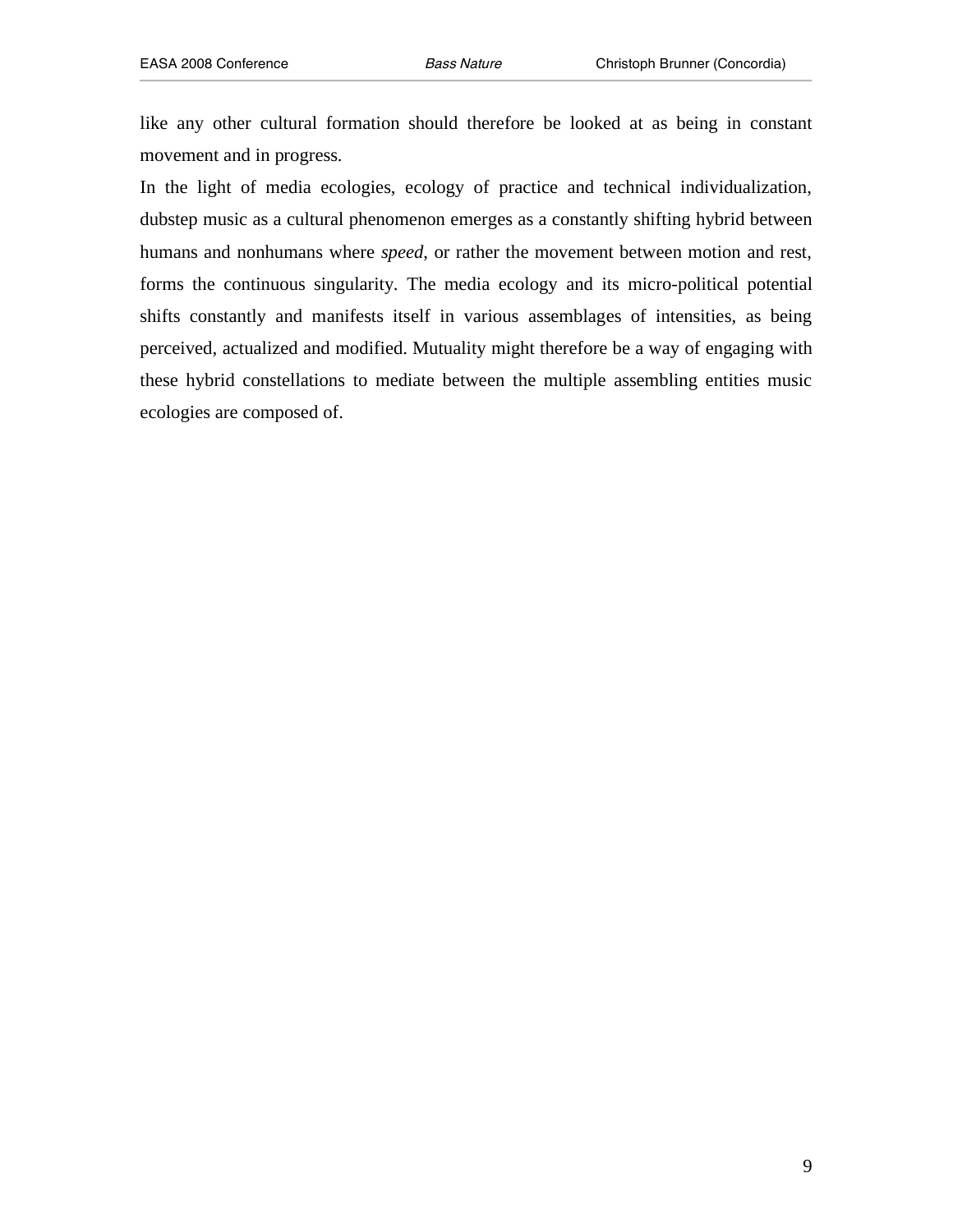like any other cultural formation should therefore be looked at as being in constant movement and in progress.

In the light of media ecologies, ecology of practice and technical individualization, dubstep music as a cultural phenomenon emerges as a constantly shifting hybrid between humans and nonhumans where *speed*, or rather the movement between motion and rest, forms the continuous singularity. The media ecology and its micro-political potential shifts constantly and manifests itself in various assemblages of intensities, as being perceived, actualized and modified. Mutuality might therefore be a way of engaging with these hybrid constellations to mediate between the multiple assembling entities music ecologies are composed of.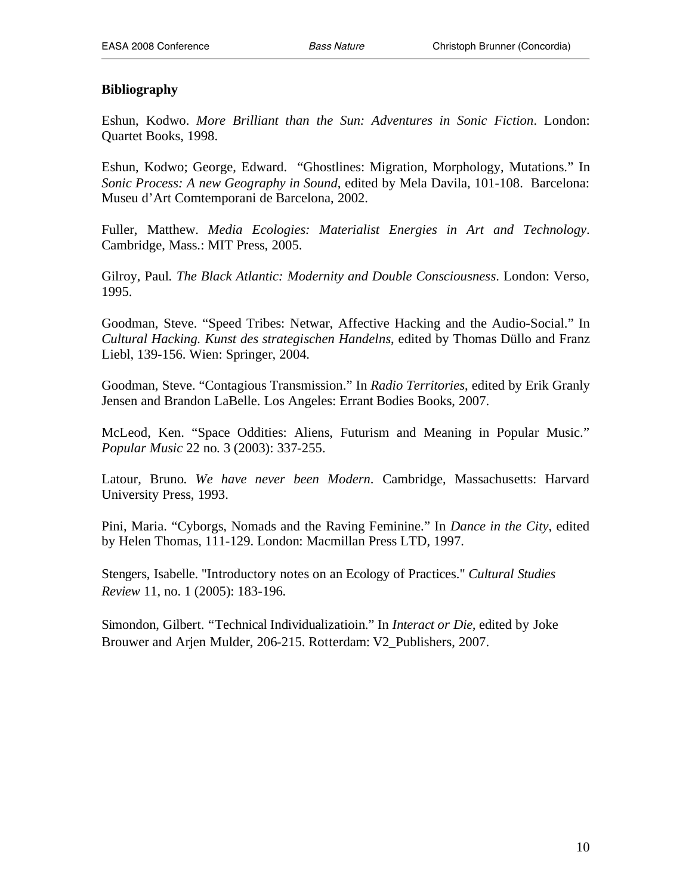**Bibliography**

Eshun, Kodwo. *More Brilliant than the Sun: Adventures in Sonic Fiction*. London: Quartet Books, 1998.

Eshun, Kodwo; George, Edward. "Ghostlines: Migration, Morphology, Mutations." In *Sonic Process: A new Geography in Sound*, edited by Mela Davila, 101-108. Barcelona: Museu d'Art Comtemporani de Barcelona, 2002.

Fuller, Matthew. *Media Ecologies: Materialist Energies in Art and Technology*. Cambridge, Mass.: MIT Press, 2005.

Gilroy, Paul. *The Black Atlantic: Modernity and Double Consciousness*. London: Verso, 1995.

Goodman, Steve. "Speed Tribes: Netwar, Affective Hacking and the Audio-Social." In *Cultural Hacking. Kunst des strategischen Handelns*, edited by Thomas Düllo and Franz Liebl, 139-156. Wien: Springer, 2004.

Goodman, Steve. "Contagious Transmission." In *Radio Territories*, edited by Erik Granly Jensen and Brandon LaBelle. Los Angeles: Errant Bodies Books, 2007.

McLeod, Ken. "Space Oddities: Aliens, Futurism and Meaning in Popular Music." *Popular Music* 22 no. 3 (2003): 337-255.

Latour, Bruno. *We have never been Modern*. Cambridge, Massachusetts: Harvard University Press, 1993.

Pini, Maria. "Cyborgs, Nomads and the Raving Feminine." In *Dance in the City*, edited by Helen Thomas, 111-129. London: Macmillan Press LTD, 1997.

Stengers, Isabelle. "Introductory notes on an Ecology of Practices." *Cultural Studies Review* 11, no. 1 (2005): 183-196.

Simondon, Gilbert. "Technical Individualizatioin." In *Interact or Die,* edited by Joke Brouwer and Arjen Mulder, 206-215. Rotterdam: V2_Publishers, 2007.